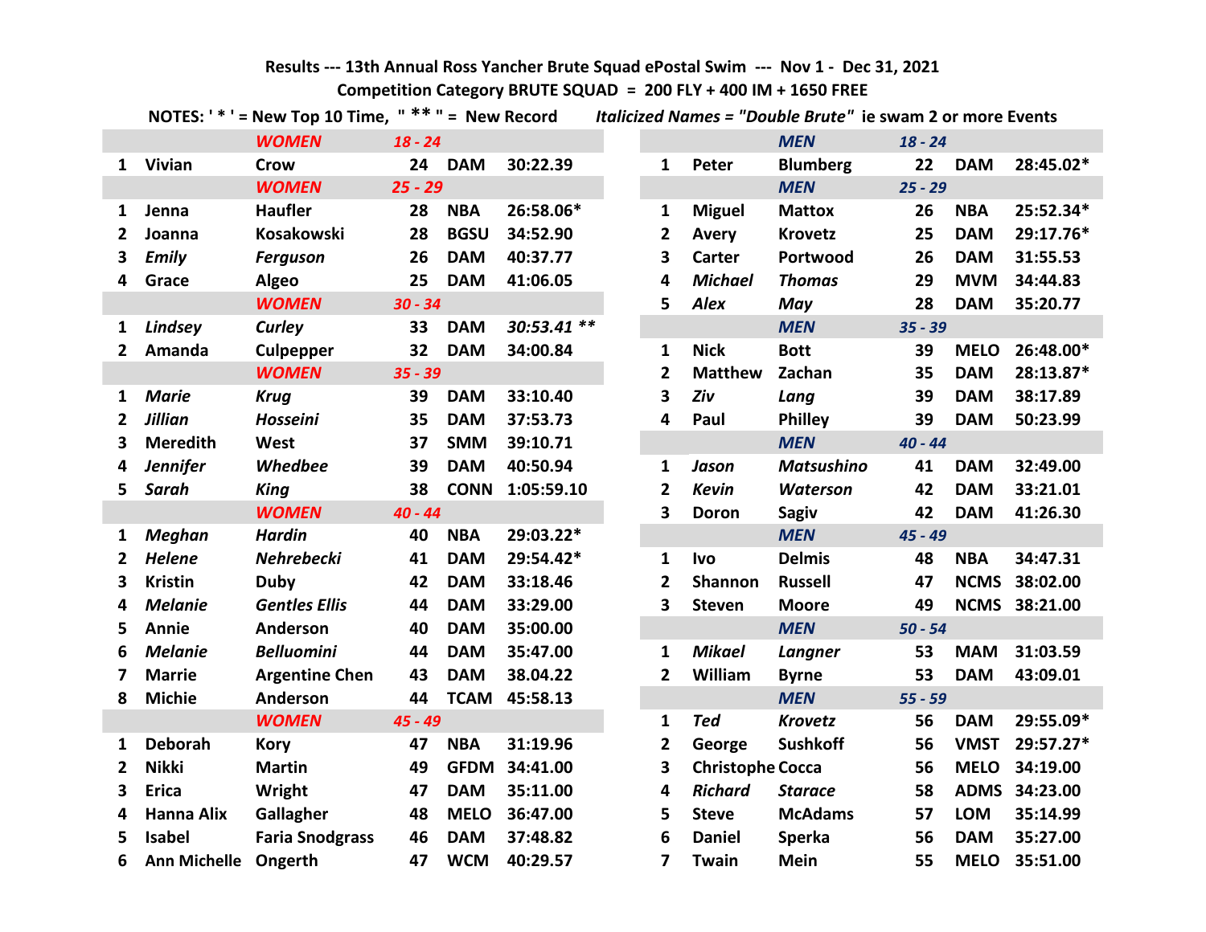**Results --- 13th Annual Ross Yancher Brute Squad ePostal Swim --- Nov 1 - Dec 31, 2021**

**Competition Category BRUTE SQUAD = 200 FLY + 400 IM + 1650 FREE**

**NOTES: ' * ' = New Top 10 Time, " ** " = New Record** ***Italicized Names = "Double Brute" ie swam 2 or more Events***

| | | WOMEN | 18 - 24 | | |
|---|---|---|---|---|---|
| 1 | Vivian | Crow | 24 | DAM | 30:22.39 |
| | | **WOMEN** | **25 - 29** | | |
| 1 | Jenna | Haufler | 28 | NBA | 26:58.06* |
| 2 | Joanna | Kosakowski | 28 | BGSU | 34:52.90 |
| 3 | *Emily* | *Ferguson* | 26 | DAM | 40:37.77 |
| 4 | Grace | Algeo | 25 | DAM | 41:06.05 |
| | | **WOMEN** | **30 - 34** | | |
| 1 | *Lindsey* | *Curley* | 33 | DAM | *30:53.41 *** |
| 2 | Amanda | Culpepper | 32 | DAM | 34:00.84 |
| | | **WOMEN** | **35 - 39** | | |
| 1 | *Marie* | *Krug* | 39 | DAM | 33:10.40 |
| 2 | *Jillian* | *Hosseini* | 35 | DAM | 37:53.73 |
| 3 | Meredith | West | 37 | SMM | 39:10.71 |
| 4 | *Jennifer* | *Whedbee* | 39 | DAM | 40:50.94 |
| 5 | *Sarah* | *King* | 38 | CONN | 1:05:59.10 |
| | | **WOMEN** | **40 - 44** | | |
| 1 | *Meghan* | *Hardin* | 40 | NBA | 29:03.22* |
| 2 | *Helene* | *Nehrebecki* | 41 | DAM | 29:54.42* |
| 3 | Kristin | Duby | 42 | DAM | 33:18.46 |
| 4 | *Melanie* | *Gentles Ellis* | 44 | DAM | 33:29.00 |
| 5 | Annie | Anderson | 40 | DAM | 35:00.00 |
| 6 | *Melanie* | *Belluomini* | 44 | DAM | 35:47.00 |
| 7 | Marrie | Argentine Chen | 43 | DAM | 38.04.22 |
| 8 | Michie | Anderson | 44 | TCAM | 45:58.13 |
| | | **WOMEN** | **45 - 49** | | |
| 1 | Deborah | Kory | 47 | NBA | 31:19.96 |
| 2 | Nikki | Martin | 49 | GFDM | 34:41.00 |
| 3 | Erica | Wright | 47 | DAM | 35:11.00 |
| 4 | Hanna Alix | Gallagher | 48 | MELO | 36:47.00 |
| 5 | Isabel | Faria Snodgrass | 46 | DAM | 37:48.82 |
| 6 | Ann Michelle | Ongerth | 47 | WCM | 40:29.57 |

| | | MEN | 18 - 24 | | |
|---|---|---|---|---|---|
| 1 | Peter | Blumberg | 22 | DAM | 28:45.02* |
| | | **MEN** | **25 - 29** | | |
| 1 | Miguel | Mattox | 26 | NBA | 25:52.34* |
| 2 | Avery | Krovetz | 25 | DAM | 29:17.76* |
| 3 | Carter | Portwood | 26 | DAM | 31:55.53 |
| 4 | *Michael* | *Thomas* | 29 | MVM | 34:44.83 |
| 5 | *Alex* | *May* | 28 | DAM | 35:20.77 |
| | | **MEN** | **35 - 39** | | |
| 1 | Nick | Bott | 39 | MELO | 26:48.00* |
| 2 | Matthew | Zachan | 35 | DAM | 28:13.87* |
| 3 | *Ziv* | *Lang* | 39 | DAM | 38:17.89 |
| 4 | Paul | Philley | 39 | DAM | 50:23.99 |
| | | **MEN** | **40 - 44** | | |
| 1 | *Jason* | *Matsushino* | 41 | DAM | 32:49.00 |
| 2 | *Kevin* | *Waterson* | 42 | DAM | 33:21.01 |
| 3 | Doron | Sagiv | 42 | DAM | 41:26.30 |
| | | **MEN** | **45 - 49** | | |
| 1 | Ivo | Delmis | 48 | NBA | 34:47.31 |
| 2 | Shannon | Russell | 47 | NCMS | 38:02.00 |
| 3 | Steven | Moore | 49 | NCMS | 38:21.00 |
| | | **MEN** | **50 - 54** | | |
| 1 | *Mikael* | *Langner* | 53 | MAM | 31:03.59 |
| 2 | William | Byrne | 53 | DAM | 43:09.01 |
| | | **MEN** | **55 - 59** | | |
| 1 | *Ted* | *Krovetz* | 56 | DAM | 29:55.09* |
| 2 | George | Sushkoff | 56 | VMST | 29:57.27* |
| 3 | Christophe | Cocca | 56 | MELO | 34:19.00 |
| 4 | *Richard* | *Starace* | 58 | ADMS | 34:23.00 |
| 5 | Steve | McAdams | 57 | LOM | 35:14.99 |
| 6 | Daniel | Sperka | 56 | DAM | 35:27.00 |
| 7 | Twain | Mein | 55 | MELO | 35:51.00 |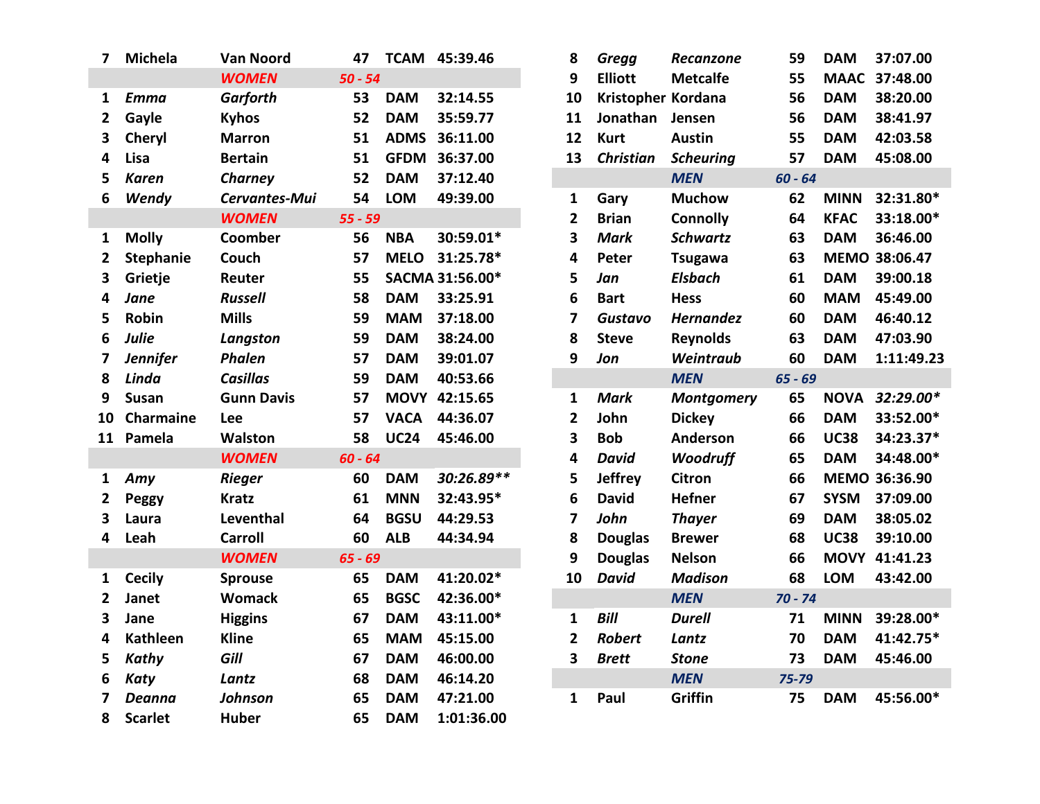| Place | First | Last | Age | Club | Time |
|---|---|---|---|---|---|
| 7 | Michela | Van Noord | 47 | TCAM | 45:39.46 |
| | | ***WOMEN*** | ***50 - 54*** | | |
| 1 | *Emma* | *Garforth* | 53 | DAM | 32:14.55 |
| 2 | Gayle | Kyhos | 52 | DAM | 35:59.77 |
| 3 | Cheryl | Marron | 51 | ADMS | 36:11.00 |
| 4 | Lisa | Bertain | 51 | GFDM | 36:37.00 |
| 5 | *Karen* | *Charney* | 52 | DAM | 37:12.40 |
| 6 | *Wendy* | *Cervantes-Mui* | 54 | LOM | 49:39.00 |
| | | ***WOMEN*** | ***55 - 59*** | | |
| 1 | Molly | Coomber | 56 | NBA | 30:59.01* |
| 2 | Stephanie | Couch | 57 | MELO | 31:25.78* |
| 3 | Grietje | Reuter | 55 | SACMA | 31:56.00* |
| 4 | *Jane* | *Russell* | 58 | DAM | 33:25.91 |
| 5 | Robin | Mills | 59 | MAM | 37:18.00 |
| 6 | *Julie* | *Langston* | 59 | DAM | 38:24.00 |
| 7 | *Jennifer* | *Phalen* | 57 | DAM | 39:01.07 |
| 8 | *Linda* | *Casillas* | 59 | DAM | 40:53.66 |
| 9 | Susan | Gunn Davis | 57 | MOVY | 42:15.65 |
| 10 | Charmaine | Lee | 57 | VACA | 44:36.07 |
| 11 | Pamela | Walston | 58 | UC24 | 45:46.00 |
| | | ***WOMEN*** | ***60 - 64*** | | |
| 1 | *Amy* | *Rieger* | 60 | DAM | *30:26.89*** |
| 2 | Peggy | Kratz | 61 | MNN | 32:43.95* |
| 3 | Laura | Leventhal | 64 | BGSU | 44:29.53 |
| 4 | Leah | Carroll | 60 | ALB | 44:34.94 |
| | | ***WOMEN*** | ***65 - 69*** | | |
| 1 | Cecily | Sprouse | 65 | DAM | 41:20.02* |
| 2 | Janet | Womack | 65 | BGSC | 42:36.00* |
| 3 | Jane | Higgins | 67 | DAM | 43:11.00* |
| 4 | Kathleen | Kline | 65 | MAM | 45:15.00 |
| 5 | *Kathy* | *Gill* | 67 | DAM | 46:00.00 |
| 6 | *Katy* | *Lantz* | 68 | DAM | 46:14.20 |
| 7 | *Deanna* | *Johnson* | 65 | DAM | 47:21.00 |
| 8 | Scarlet | Huber | 65 | DAM | 1:01:36.00 |
| 8 | *Gregg* | *Recanzone* | 59 | DAM | 37:07.00 |
| 9 | Elliott | Metcalfe | 55 | MAAC | 37:48.00 |
| 10 | Kristopher | Kordana | 56 | DAM | 38:20.00 |
| 11 | Jonathan | Jensen | 56 | DAM | 38:41.97 |
| 12 | Kurt | Austin | 55 | DAM | 42:03.58 |
| 13 | *Christian* | *Scheuring* | 57 | DAM | 45:08.00 |
| | | ***MEN*** | ***60 - 64*** | | |
| 1 | Gary | Muchow | 62 | MINN | 32:31.80* |
| 2 | Brian | Connolly | 64 | KFAC | 33:18.00* |
| 3 | *Mark* | *Schwartz* | 63 | DAM | 36:46.00 |
| 4 | Peter | Tsugawa | 63 | MEMO | 38:06.47 |
| 5 | *Jan* | *Elsbach* | 61 | DAM | 39:00.18 |
| 6 | Bart | Hess | 60 | MAM | 45:49.00 |
| 7 | *Gustavo* | *Hernandez* | 60 | DAM | 46:40.12 |
| 8 | Steve | Reynolds | 63 | DAM | 47:03.90 |
| 9 | *Jon* | *Weintraub* | 60 | DAM | 1:11:49.23 |
| | | ***MEN*** | ***65 - 69*** | | |
| 1 | *Mark* | *Montgomery* | 65 | NOVA | *32:29.00** |
| 2 | John | Dickey | 66 | DAM | 33:52.00* |
| 3 | Bob | Anderson | 66 | UC38 | 34:23.37* |
| 4 | *David* | *Woodruff* | 65 | DAM | 34:48.00* |
| 5 | Jeffrey | Citron | 66 | MEMO | 36:36.90 |
| 6 | David | Hefner | 67 | SYSM | 37:09.00 |
| 7 | *John* | *Thayer* | 69 | DAM | 38:05.02 |
| 8 | Douglas | Brewer | 68 | UC38 | 39:10.00 |
| 9 | Douglas | Nelson | 66 | MOVY | 41:41.23 |
| 10 | *David* | *Madison* | 68 | LOM | 43:42.00 |
| | | ***MEN*** | ***70 - 74*** | | |
| 1 | *Bill* | *Durell* | 71 | MINN | 39:28.00* |
| 2 | *Robert* | *Lantz* | 70 | DAM | 41:42.75* |
| 3 | *Brett* | *Stone* | 73 | DAM | 45:46.00 |
| | | ***MEN*** | ***75-79*** | | |
| 1 | Paul | Griffin | 75 | DAM | 45:56.00* |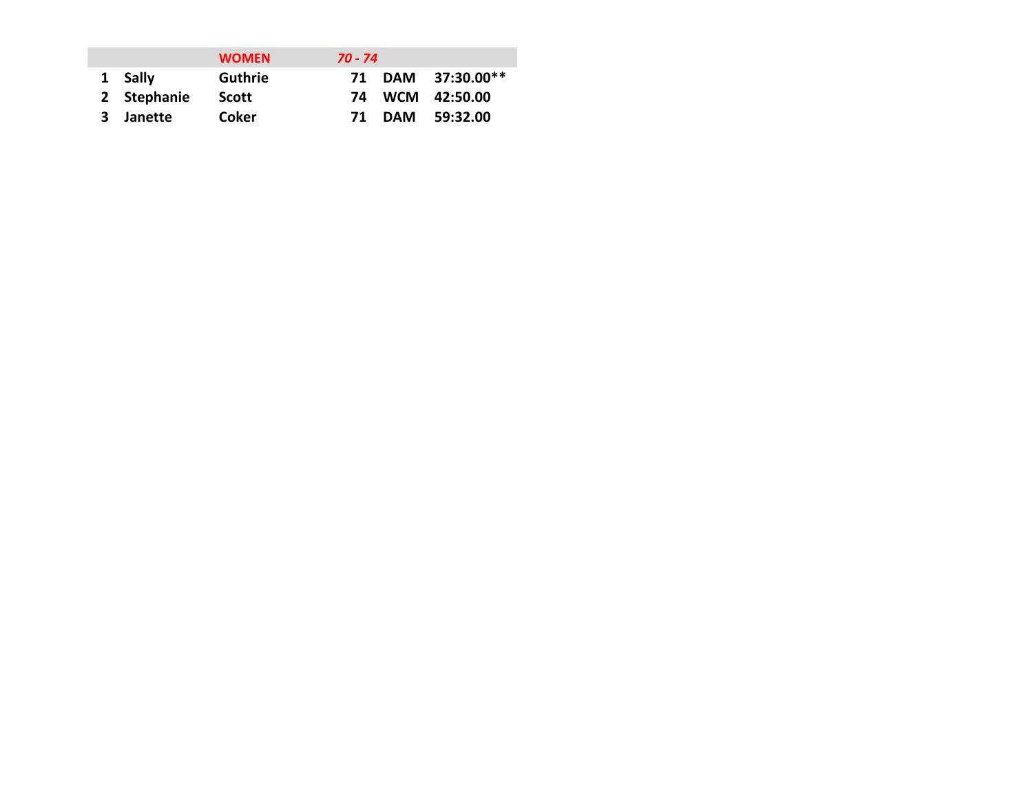|  |  | WOMEN | *70 - 74* |  |  |
|---|---|---|---|---|---|
| 1 | Sally | Guthrie | 71 | DAM | 37:30.00** |
| 2 | Stephanie | Scott | 74 | WCM | 42:50.00 |
| 3 | Janette | Coker | 71 | DAM | 59:32.00 |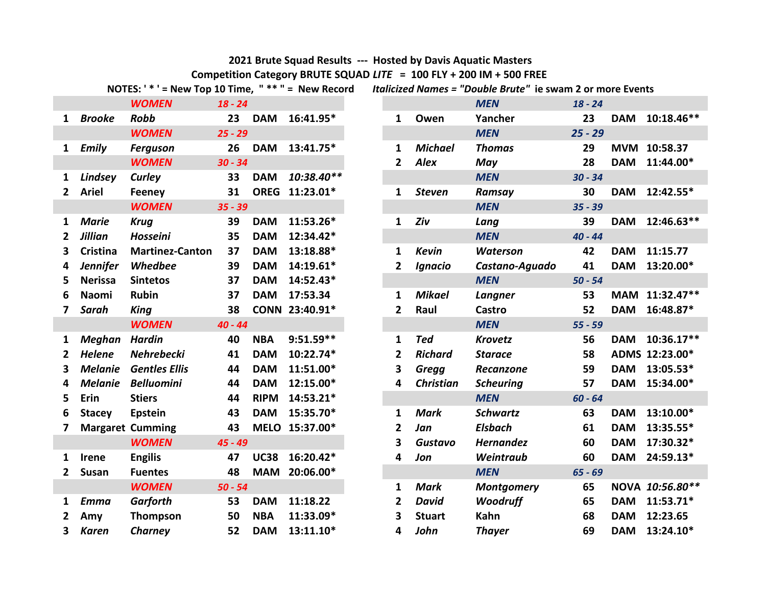**2021 Brute Squad Results --- Hosted by Davis Aquatic Masters**

**Competition Category BRUTE SQUAD *LITE* = 100 FLY + 200 IM + 500 FREE**

**NOTES: ' * ' = New Top 10 Time, " ** " = New Record** ***Italicized Names = "Double Brute"*** **ie swam 2 or more Events**

| | | | | | |
|---|---|---|---|---|---|
| | | ***WOMEN*** | ***18 - 24*** | | |
| 1 | *Brooke* | *Robb* | 23 | DAM | 16:41.95* |
| | | ***WOMEN*** | ***25 - 29*** | | |
| 1 | *Emily* | *Ferguson* | 26 | DAM | 13:41.75* |
| | | ***WOMEN*** | ***30 - 34*** | | |
| 1 | *Lindsey* | *Curley* | 33 | DAM | *10:38.40*** |
| 2 | Ariel | Feeney | 31 | OREG | 11:23.01* |
| | | ***WOMEN*** | ***35 - 39*** | | |
| 1 | *Marie* | *Krug* | 39 | DAM | 11:53.26* |
| 2 | *Jillian* | *Hosseini* | 35 | DAM | 12:34.42* |
| 3 | Cristina | Martinez-Canton | 37 | DAM | 13:18.88* |
| 4 | *Jennifer* | *Whedbee* | 39 | DAM | 14:19.61* |
| 5 | Nerissa | Sintetos | 37 | DAM | 14:52.43* |
| 6 | Naomi | Rubin | 37 | DAM | 17:53.34 |
| 7 | *Sarah* | *King* | 38 | CONN | 23:40.91* |
| | | ***WOMEN*** | ***40 - 44*** | | |
| 1 | *Meghan* | *Hardin* | 40 | NBA | 9:51.59** |
| 2 | *Helene* | *Nehrebecki* | 41 | DAM | 10:22.74* |
| 3 | *Melanie* | *Gentles Ellis* | 44 | DAM | 11:51.00* |
| 4 | *Melanie* | *Belluomini* | 44 | DAM | 12:15.00* |
| 5 | Erin | Stiers | 44 | RIPM | 14:53.21* |
| 6 | Stacey | Epstein | 43 | DAM | 15:35.70* |
| 7 | Margaret | Cumming | 43 | MELO | 15:37.00* |
| | | ***WOMEN*** | ***45 - 49*** | | |
| 1 | Irene | Engilis | 47 | UC38 | 16:20.42* |
| 2 | Susan | Fuentes | 48 | MAM | 20:06.00* |
| | | ***WOMEN*** | ***50 - 54*** | | |
| 1 | *Emma* | *Garforth* | 53 | DAM | 11:18.22 |
| 2 | Amy | Thompson | 50 | NBA | 11:33.09* |
| 3 | *Karen* | *Charney* | 52 | DAM | 13:11.10* |

| | | | | | |
|---|---|---|---|---|---|
| | | ***MEN*** | ***18 - 24*** | | |
| 1 | Owen | Yancher | 23 | DAM | 10:18.46** |
| | | ***MEN*** | ***25 - 29*** | | |
| 1 | *Michael* | *Thomas* | 29 | MVM | 10:58.37 |
| 2 | *Alex* | *May* | 28 | DAM | 11:44.00* |
| | | ***MEN*** | ***30 - 34*** | | |
| 1 | *Steven* | *Ramsay* | 30 | DAM | 12:42.55* |
| | | ***MEN*** | ***35 - 39*** | | |
| 1 | *Ziv* | *Lang* | 39 | DAM | 12:46.63** |
| | | ***MEN*** | ***40 - 44*** | | |
| 1 | *Kevin* | *Waterson* | 42 | DAM | 11:15.77 |
| 2 | *Ignacio* | *Castano-Aguado* | 41 | DAM | 13:20.00* |
| | | ***MEN*** | ***50 - 54*** | | |
| 1 | *Mikael* | *Langner* | 53 | MAM | 11:32.47** |
| 2 | Raul | Castro | 52 | DAM | 16:48.87* |
| | | ***MEN*** | ***55 - 59*** | | |
| 1 | *Ted* | *Krovetz* | 56 | DAM | 10:36.17** |
| 2 | *Richard* | *Starace* | 58 | ADMS | 12:23.00* |
| 3 | *Gregg* | *Recanzone* | 59 | DAM | 13:05.53* |
| 4 | *Christian* | *Scheuring* | 57 | DAM | 15:34.00* |
| | | ***MEN*** | ***60 - 64*** | | |
| 1 | *Mark* | *Schwartz* | 63 | DAM | 13:10.00* |
| 2 | *Jan* | *Elsbach* | 61 | DAM | 13:35.55* |
| 3 | *Gustavo* | *Hernandez* | 60 | DAM | 17:30.32* |
| 4 | *Jon* | *Weintraub* | 60 | DAM | 24:59.13* |
| | | ***MEN*** | ***65 - 69*** | | |
| 1 | *Mark* | *Montgomery* | 65 | NOVA | *10:56.80*** |
| 2 | *David* | *Woodruff* | 65 | DAM | 11:53.71* |
| 3 | Stuart | Kahn | 68 | DAM | 12:23.65 |
| 4 | *John* | *Thayer* | 69 | DAM | 13:24.10* |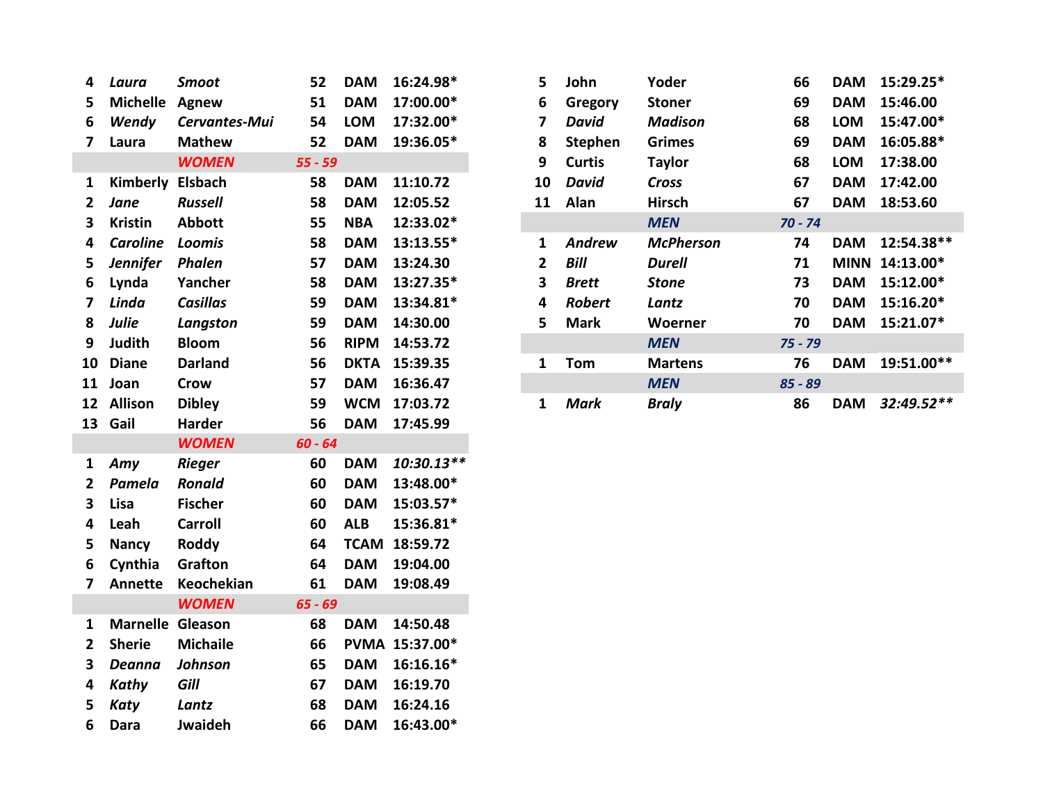| Place | First | Last | Age | Team | Time |
|---|---|---|---|---|---|
| 4 | *Laura* | *Smoot* | 52 | DAM | 16:24.98* |
| 5 | Michelle | Agnew | 51 | DAM | 17:00.00* |
| 6 | *Wendy* | *Cervantes-Mui* | 54 | LOM | 17:32.00* |
| 7 | Laura | Mathew | 52 | DAM | 19:36.05* |
| | | **WOMEN** | *55 - 59* | | |
| 1 | Kimberly | Elsbach | 58 | DAM | 11:10.72 |
| 2 | *Jane* | *Russell* | 58 | DAM | 12:05.52 |
| 3 | Kristin | Abbott | 55 | NBA | 12:33.02* |
| 4 | *Caroline* | *Loomis* | 58 | DAM | 13:13.55* |
| 5 | *Jennifer* | *Phalen* | 57 | DAM | 13:24.30 |
| 6 | Lynda | Yancher | 58 | DAM | 13:27.35* |
| 7 | *Linda* | *Casillas* | 59 | DAM | 13:34.81* |
| 8 | *Julie* | *Langston* | 59 | DAM | 14:30.00 |
| 9 | Judith | Bloom | 56 | RIPM | 14:53.72 |
| 10 | Diane | Darland | 56 | DKTA | 15:39.35 |
| 11 | Joan | Crow | 57 | DAM | 16:36.47 |
| 12 | Allison | Dibley | 59 | WCM | 17:03.72 |
| 13 | Gail | Harder | 56 | DAM | 17:45.99 |
| | | **WOMEN** | *60 - 64* | | |
| 1 | *Amy* | *Rieger* | 60 | DAM | *10:30.13*** |
| 2 | *Pamela* | *Ronald* | 60 | DAM | 13:48.00* |
| 3 | Lisa | Fischer | 60 | DAM | 15:03.57* |
| 4 | Leah | Carroll | 60 | ALB | 15:36.81* |
| 5 | Nancy | Roddy | 64 | TCAM | 18:59.72 |
| 6 | Cynthia | Grafton | 64 | DAM | 19:04.00 |
| 7 | Annette | Keochekian | 61 | DAM | 19:08.49 |
| | | **WOMEN** | *65 - 69* | | |
| 1 | Marnelle | Gleason | 68 | DAM | 14:50.48 |
| 2 | Sherie | Michaile | 66 | PVMA | 15:37.00* |
| 3 | *Deanna* | *Johnson* | 65 | DAM | 16:16.16* |
| 4 | *Kathy* | *Gill* | 67 | DAM | 16:19.70 |
| 5 | *Katy* | *Lantz* | 68 | DAM | 16:24.16 |
| 6 | Dara | Jwaideh | 66 | DAM | 16:43.00* |

| Place | First | Last | Age | Team | Time |
|---|---|---|---|---|---|
| 5 | John | Yoder | 66 | DAM | 15:29.25* |
| 6 | Gregory | Stoner | 69 | DAM | 15:46.00 |
| 7 | *David* | *Madison* | 68 | LOM | 15:47.00* |
| 8 | Stephen | Grimes | 69 | DAM | 16:05.88* |
| 9 | Curtis | Taylor | 68 | LOM | 17:38.00 |
| 10 | *David* | *Cross* | 67 | DAM | 17:42.00 |
| 11 | Alan | Hirsch | 67 | DAM | 18:53.60 |
| | | **MEN** | *70 - 74* | | |
| 1 | *Andrew* | *McPherson* | 74 | DAM | 12:54.38** |
| 2 | *Bill* | *Durell* | 71 | MINN | 14:13.00* |
| 3 | *Brett* | *Stone* | 73 | DAM | 15:12.00* |
| 4 | *Robert* | *Lantz* | 70 | DAM | 15:16.20* |
| 5 | Mark | Woerner | 70 | DAM | 15:21.07* |
| | | **MEN** | *75 - 79* | | |
| 1 | Tom | Martens | 76 | DAM | 19:51.00** |
| | | **MEN** | *85 - 89* | | |
| 1 | *Mark* | *Braly* | 86 | DAM | *32:49.52*** |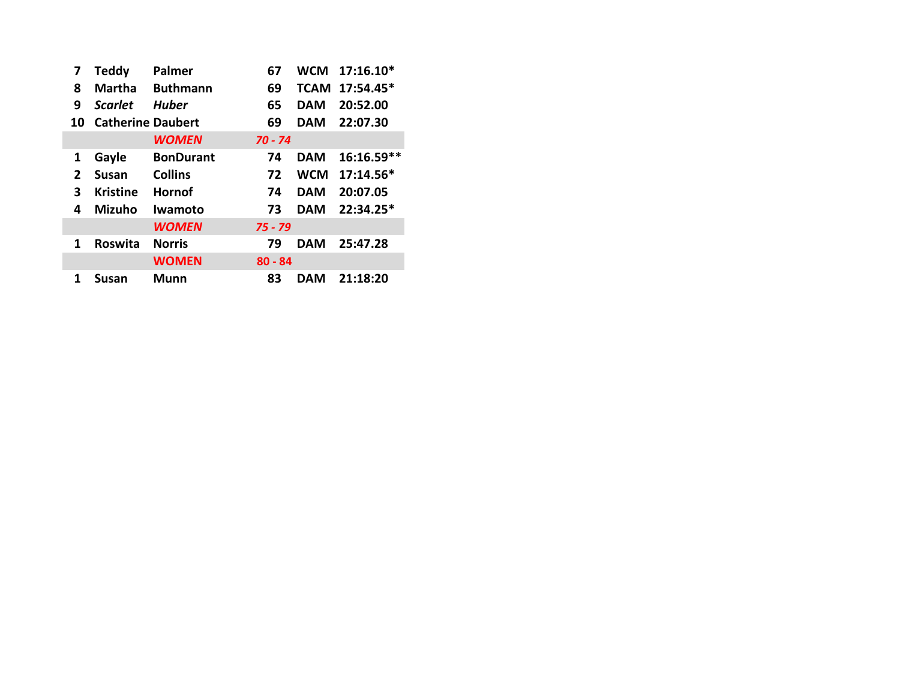| | | | | | |
|---|---|---|---|---|---|
| 7 | Teddy | Palmer | 67 | WCM | 17:16.10* |
| 8 | Martha | Buthmann | 69 | TCAM | 17:54.45* |
| 9 | *Scarlet* | *Huber* | 65 | DAM | 20:52.00 |
| 10 | Catherine | Daubert | 69 | DAM | 22:07.30 |
| | | ***WOMEN*** | ***70 - 74*** | | |
| 1 | Gayle | BonDurant | 74 | DAM | 16:16.59** |
| 2 | Susan | Collins | 72 | WCM | 17:14.56* |
| 3 | Kristine | Hornof | 74 | DAM | 20:07.05 |
| 4 | Mizuho | Iwamoto | 73 | DAM | 22:34.25* |
| | | ***WOMEN*** | ***75 - 79*** | | |
| 1 | Roswita | Norris | 79 | DAM | 25:47.28 |
| | | **WOMEN** | **80 - 84** | | |
| 1 | Susan | Munn | 83 | DAM | 21:18:20 |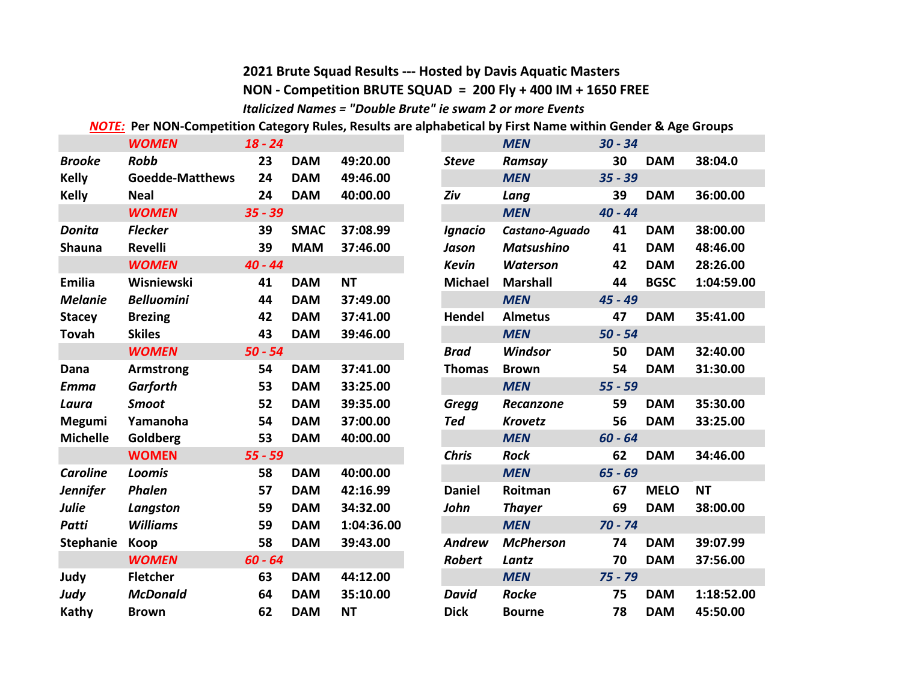**2021 Brute Squad Results --- Hosted by Davis Aquatic Masters**

**NON - Competition BRUTE SQUAD = 200 Fly + 400 IM + 1650 FREE**

***Italicized Names = "Double Brute" ie swam 2 or more Events***

***NOTE:*** **Per NON-Competition Category Rules, Results are alphabetical by First Name within Gender & Age Groups**

| | | | | |
|---|---|---|---|---|
| | ***WOMEN*** | ***18 - 24*** | | |
| ***Brooke*** | ***Robb*** | 23 | DAM | 49:20.00 |
| Kelly | Goedde-Matthews | 24 | DAM | 49:46.00 |
| Kelly | Neal | 24 | DAM | 40:00.00 |
| | ***WOMEN*** | ***35 - 39*** | | |
| ***Donita*** | ***Flecker*** | 39 | SMAC | 37:08.99 |
| Shauna | Revelli | 39 | MAM | 37:46.00 |
| | ***WOMEN*** | ***40 - 44*** | | |
| Emilia | Wisniewski | 41 | DAM | NT |
| ***Melanie*** | ***Belluomini*** | 44 | DAM | 37:49.00 |
| Stacey | Brezing | 42 | DAM | 37:41.00 |
| Tovah | Skiles | 43 | DAM | 39:46.00 |
| | ***WOMEN*** | ***50 - 54*** | | |
| Dana | Armstrong | 54 | DAM | 37:41.00 |
| ***Emma*** | ***Garforth*** | 53 | DAM | 33:25.00 |
| ***Laura*** | ***Smoot*** | 52 | DAM | 39:35.00 |
| Megumi | Yamanoha | 54 | DAM | 37:00.00 |
| Michelle | Goldberg | 53 | DAM | 40:00.00 |
| | ***WOMEN*** | ***55 - 59*** | | |
| ***Caroline*** | ***Loomis*** | 58 | DAM | 40:00.00 |
| ***Jennifer*** | ***Phalen*** | 57 | DAM | 42:16.99 |
| ***Julie*** | ***Langston*** | 59 | DAM | 34:32.00 |
| ***Patti*** | ***Williams*** | 59 | DAM | 1:04:36.00 |
| Stephanie | Koop | 58 | DAM | 39:43.00 |
| | ***WOMEN*** | ***60 - 64*** | | |
| Judy | Fletcher | 63 | DAM | 44:12.00 |
| ***Judy*** | ***McDonald*** | 64 | DAM | 35:10.00 |
| Kathy | Brown | 62 | DAM | NT |

| | | | | |
|---|---|---|---|---|
| | ***MEN*** | ***30 - 34*** | | |
| ***Steve*** | ***Ramsay*** | 30 | DAM | 38:04.0 |
| | ***MEN*** | ***35 - 39*** | | |
| ***Ziv*** | ***Lang*** | 39 | DAM | 36:00.00 |
| | ***MEN*** | ***40 - 44*** | | |
| ***Ignacio*** | ***Castano-Aguado*** | 41 | DAM | 38:00.00 |
| ***Jason*** | ***Matsushino*** | 41 | DAM | 48:46.00 |
| ***Kevin*** | ***Waterson*** | 42 | DAM | 28:26.00 |
| Michael | Marshall | 44 | BGSC | 1:04:59.00 |
| | ***MEN*** | ***45 - 49*** | | |
| Hendel | Almetus | 47 | DAM | 35:41.00 |
| | ***MEN*** | ***50 - 54*** | | |
| ***Brad*** | ***Windsor*** | 50 | DAM | 32:40.00 |
| Thomas | Brown | 54 | DAM | 31:30.00 |
| | ***MEN*** | ***55 - 59*** | | |
| ***Gregg*** | ***Recanzone*** | 59 | DAM | 35:30.00 |
| ***Ted*** | ***Krovetz*** | 56 | DAM | 33:25.00 |
| | ***MEN*** | ***60 - 64*** | | |
| ***Chris*** | ***Rock*** | 62 | DAM | 34:46.00 |
| | ***MEN*** | ***65 - 69*** | | |
| Daniel | Roitman | 67 | MELO | NT |
| ***John*** | ***Thayer*** | 69 | DAM | 38:00.00 |
| | ***MEN*** | ***70 - 74*** | | |
| ***Andrew*** | ***McPherson*** | 74 | DAM | 39:07.99 |
| ***Robert*** | ***Lantz*** | 70 | DAM | 37:56.00 |
| | ***MEN*** | ***75 - 79*** | | |
| ***David*** | ***Rocke*** | 75 | DAM | 1:18:52.00 |
| Dick | Bourne | 78 | DAM | 45:50.00 |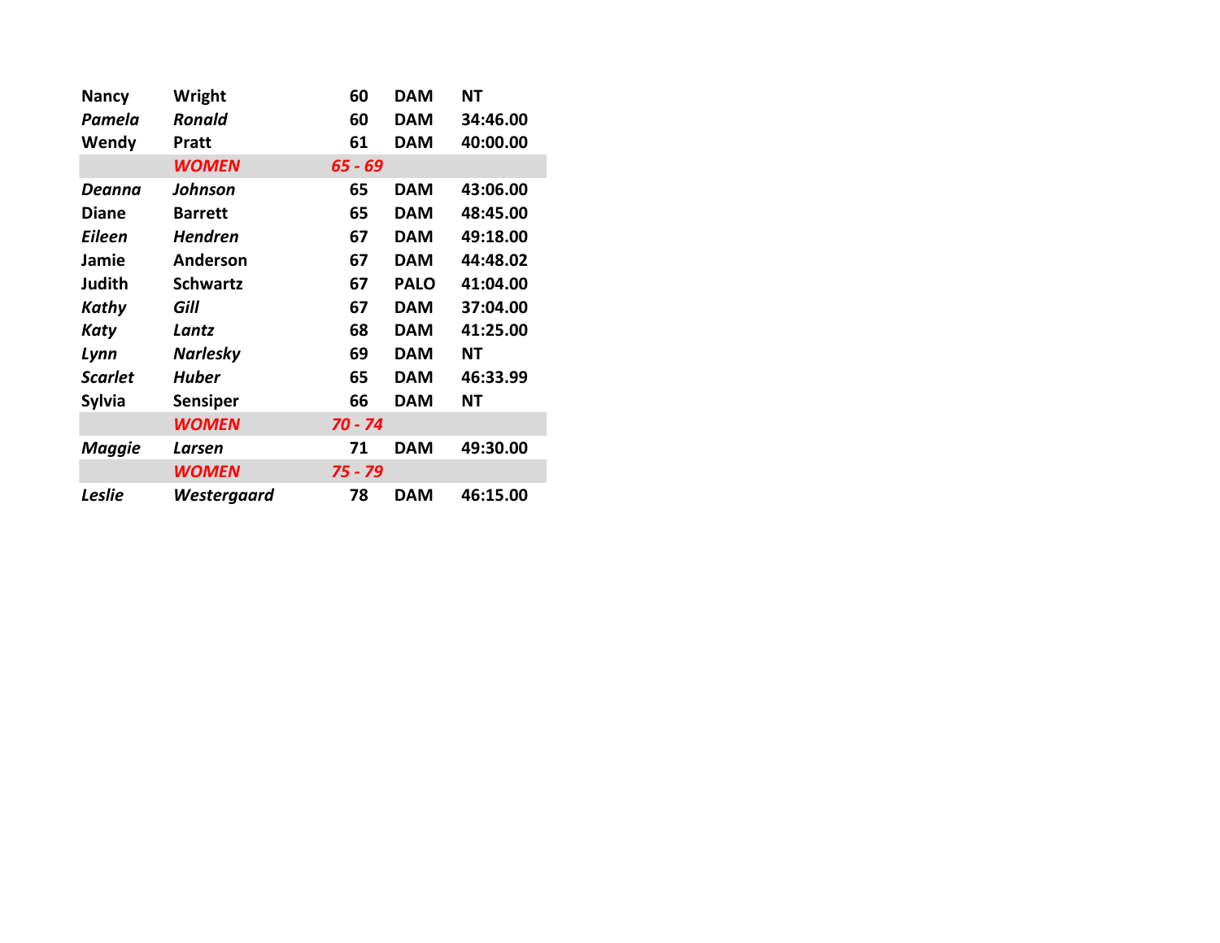| | | | | |
|---|---|---|---|---|
| **Nancy** | **Wright** | **60** | **DAM** | **NT** |
| ***Pamela*** | ***Ronald*** | **60** | **DAM** | **34:46.00** |
| **Wendy** | **Pratt** | **61** | **DAM** | **40:00.00** |
| | ***WOMEN*** | ***65 - 69*** | | |
| ***Deanna*** | ***Johnson*** | **65** | **DAM** | **43:06.00** |
| **Diane** | **Barrett** | **65** | **DAM** | **48:45.00** |
| ***Eileen*** | ***Hendren*** | **67** | **DAM** | **49:18.00** |
| **Jamie** | **Anderson** | **67** | **DAM** | **44:48.02** |
| **Judith** | **Schwartz** | **67** | **PALO** | **41:04.00** |
| ***Kathy*** | ***Gill*** | **67** | **DAM** | **37:04.00** |
| ***Katy*** | ***Lantz*** | **68** | **DAM** | **41:25.00** |
| ***Lynn*** | ***Narlesky*** | **69** | **DAM** | **NT** |
| ***Scarlet*** | ***Huber*** | **65** | **DAM** | **46:33.99** |
| **Sylvia** | **Sensiper** | **66** | **DAM** | **NT** |
| | ***WOMEN*** | ***70 - 74*** | | |
| ***Maggie*** | ***Larsen*** | **71** | **DAM** | **49:30.00** |
| | ***WOMEN*** | ***75 - 79*** | | |
| ***Leslie*** | ***Westergaard*** | **78** | **DAM** | **46:15.00** |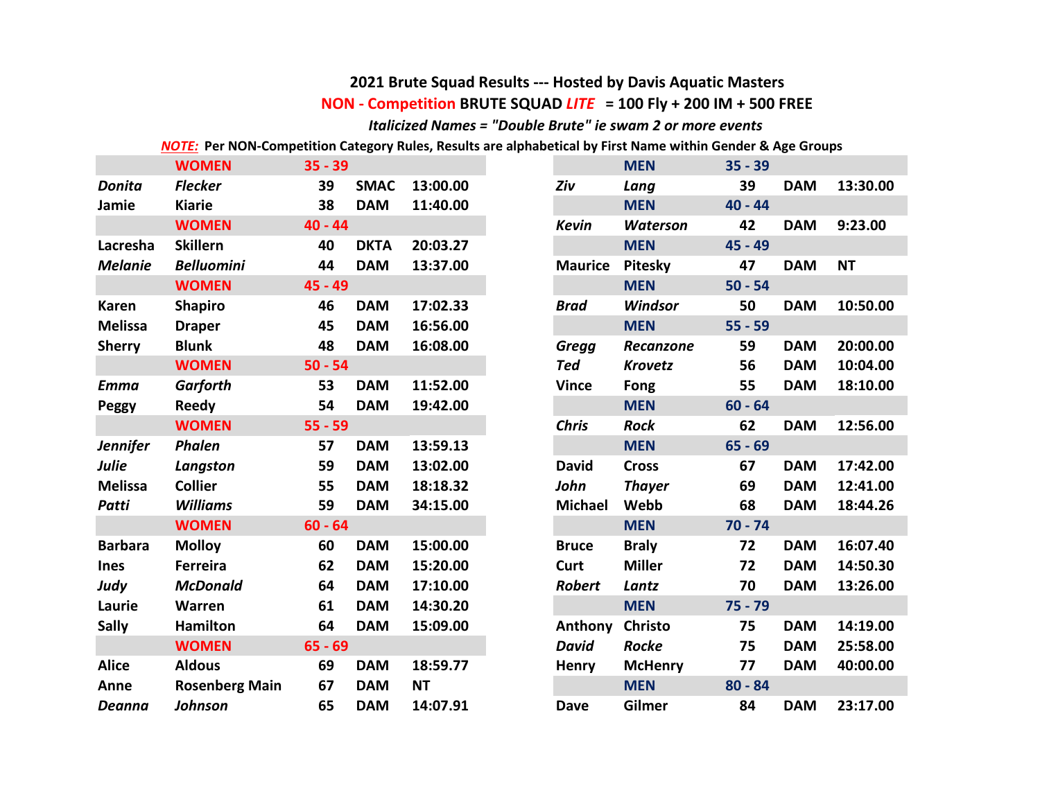## 2021 Brute Squad Results --- Hosted by Davis Aquatic Masters

**NON - Competition BRUTE SQUAD *LITE* = 100 Fly + 200 IM + 500 FREE**

*Italicized Names = "Double Brute" ie swam 2 or more events*

***NOTE:*** **Per NON-Competition Category Rules, Results are alphabetical by First Name within Gender & Age Groups**

| | | | | |
|---|---|---|---|---|
| | **WOMEN** | **35 - 39** | | |
| *Donita* | *Flecker* | 39 | SMAC | 13:00.00 |
| Jamie | Kiarie | 38 | DAM | 11:40.00 |
| | **WOMEN** | **40 - 44** | | |
| Lacresha | Skillern | 40 | DKTA | 20:03.27 |
| *Melanie* | *Belluomini* | 44 | DAM | 13:37.00 |
| | **WOMEN** | **45 - 49** | | |
| Karen | Shapiro | 46 | DAM | 17:02.33 |
| Melissa | Draper | 45 | DAM | 16:56.00 |
| Sherry | Blunk | 48 | DAM | 16:08.00 |
| | **WOMEN** | **50 - 54** | | |
| *Emma* | *Garforth* | 53 | DAM | 11:52.00 |
| Peggy | Reedy | 54 | DAM | 19:42.00 |
| | **WOMEN** | **55 - 59** | | |
| *Jennifer* | *Phalen* | 57 | DAM | 13:59.13 |
| *Julie* | *Langston* | 59 | DAM | 13:02.00 |
| Melissa | Collier | 55 | DAM | 18:18.32 |
| *Patti* | *Williams* | 59 | DAM | 34:15.00 |
| | **WOMEN** | **60 - 64** | | |
| Barbara | Molloy | 60 | DAM | 15:00.00 |
| Ines | Ferreira | 62 | DAM | 15:20.00 |
| *Judy* | *McDonald* | 64 | DAM | 17:10.00 |
| Laurie | Warren | 61 | DAM | 14:30.20 |
| Sally | Hamilton | 64 | DAM | 15:09.00 |
| | **WOMEN** | **65 - 69** | | |
| Alice | Aldous | 69 | DAM | 18:59.77 |
| Anne | Rosenberg Main | 67 | DAM | NT |
| *Deanna* | *Johnson* | 65 | DAM | 14:07.91 |

| | | | | |
|---|---|---|---|---|
| | **MEN** | **35 - 39** | | |
| *Ziv* | *Lang* | 39 | DAM | 13:30.00 |
| | **MEN** | **40 - 44** | | |
| *Kevin* | *Waterson* | 42 | DAM | 9:23.00 |
| | **MEN** | **45 - 49** | | |
| Maurice | Pitesky | 47 | DAM | NT |
| | **MEN** | **50 - 54** | | |
| *Brad* | *Windsor* | 50 | DAM | 10:50.00 |
| | **MEN** | **55 - 59** | | |
| *Gregg* | *Recanzone* | 59 | DAM | 20:00.00 |
| *Ted* | *Krovetz* | 56 | DAM | 10:04.00 |
| Vince | Fong | 55 | DAM | 18:10.00 |
| | **MEN** | **60 - 64** | | |
| *Chris* | *Rock* | 62 | DAM | 12:56.00 |
| | **MEN** | **65 - 69** | | |
| David | Cross | 67 | DAM | 17:42.00 |
| *John* | *Thayer* | 69 | DAM | 12:41.00 |
| Michael | Webb | 68 | DAM | 18:44.26 |
| | **MEN** | **70 - 74** | | |
| Bruce | Braly | 72 | DAM | 16:07.40 |
| Curt | Miller | 72 | DAM | 14:50.30 |
| *Robert* | *Lantz* | 70 | DAM | 13:26.00 |
| | **MEN** | **75 - 79** | | |
| Anthony | Christo | 75 | DAM | 14:19.00 |
| *David* | *Rocke* | 75 | DAM | 25:58.00 |
| Henry | McHenry | 77 | DAM | 40:00.00 |
| | **MEN** | **80 - 84** | | |
| Dave | Gilmer | 84 | DAM | 23:17.00 |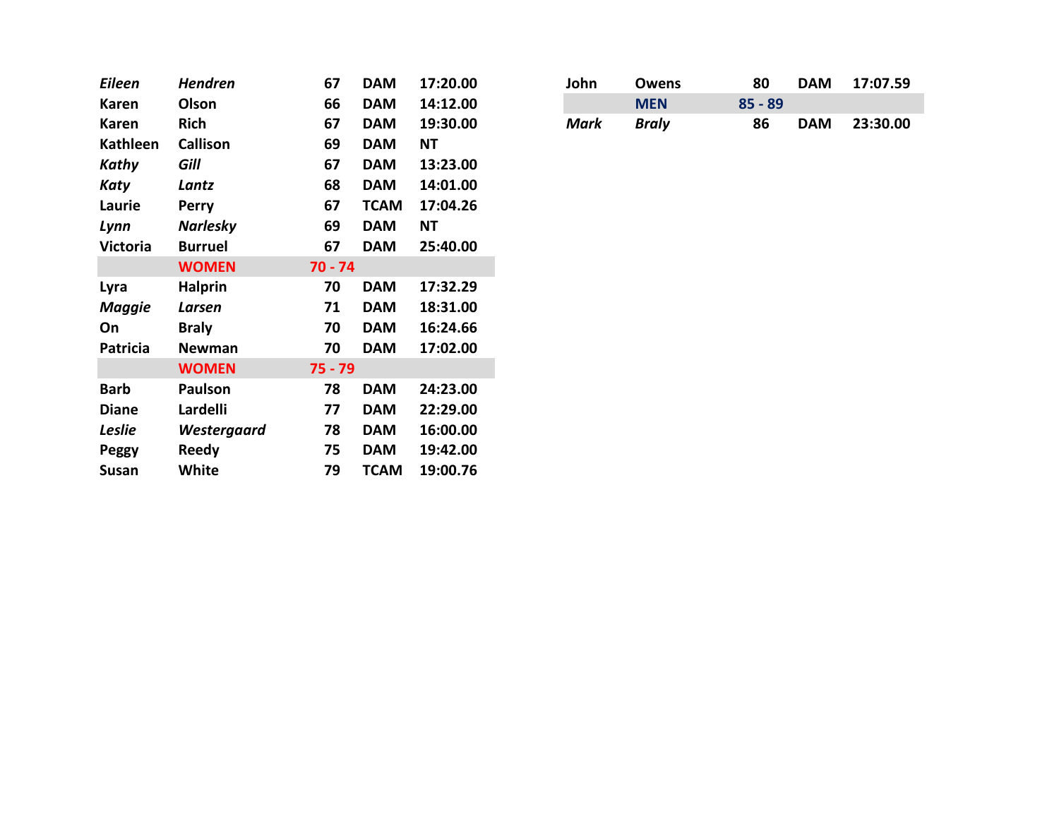| | | | | |
|---|---|---|---|---|
| ***Eileen*** | ***Hendren*** | **67** | **DAM** | **17:20.00** |
| **Karen** | **Olson** | **66** | **DAM** | **14:12.00** |
| **Karen** | **Rich** | **67** | **DAM** | **19:30.00** |
| **Kathleen** | **Callison** | **69** | **DAM** | **NT** |
| ***Kathy*** | ***Gill*** | **67** | **DAM** | **13:23.00** |
| ***Katy*** | ***Lantz*** | **68** | **DAM** | **14:01.00** |
| **Laurie** | **Perry** | **67** | **TCAM** | **17:04.26** |
| ***Lynn*** | ***Narlesky*** | **69** | **DAM** | **NT** |
| **Victoria** | **Burruel** | **67** | **DAM** | **25:40.00** |
| | **WOMEN** | **70 - 74** | | |
| **Lyra** | **Halprin** | **70** | **DAM** | **17:32.29** |
| ***Maggie*** | ***Larsen*** | **71** | **DAM** | **18:31.00** |
| **On** | **Braly** | **70** | **DAM** | **16:24.66** |
| **Patricia** | **Newman** | **70** | **DAM** | **17:02.00** |
| | **WOMEN** | **75 - 79** | | |
| **Barb** | **Paulson** | **78** | **DAM** | **24:23.00** |
| **Diane** | **Lardelli** | **77** | **DAM** | **22:29.00** |
| ***Leslie*** | ***Westergaard*** | **78** | **DAM** | **16:00.00** |
| **Peggy** | **Reedy** | **75** | **DAM** | **19:42.00** |
| **Susan** | **White** | **79** | **TCAM** | **19:00.76** |

| | | | | |
|---|---|---|---|---|
| **John** | **Owens** | **80** | **DAM** | **17:07.59** |
| | **MEN** | **85 - 89** | | |
| ***Mark*** | ***Braly*** | **86** | **DAM** | **23:30.00** |